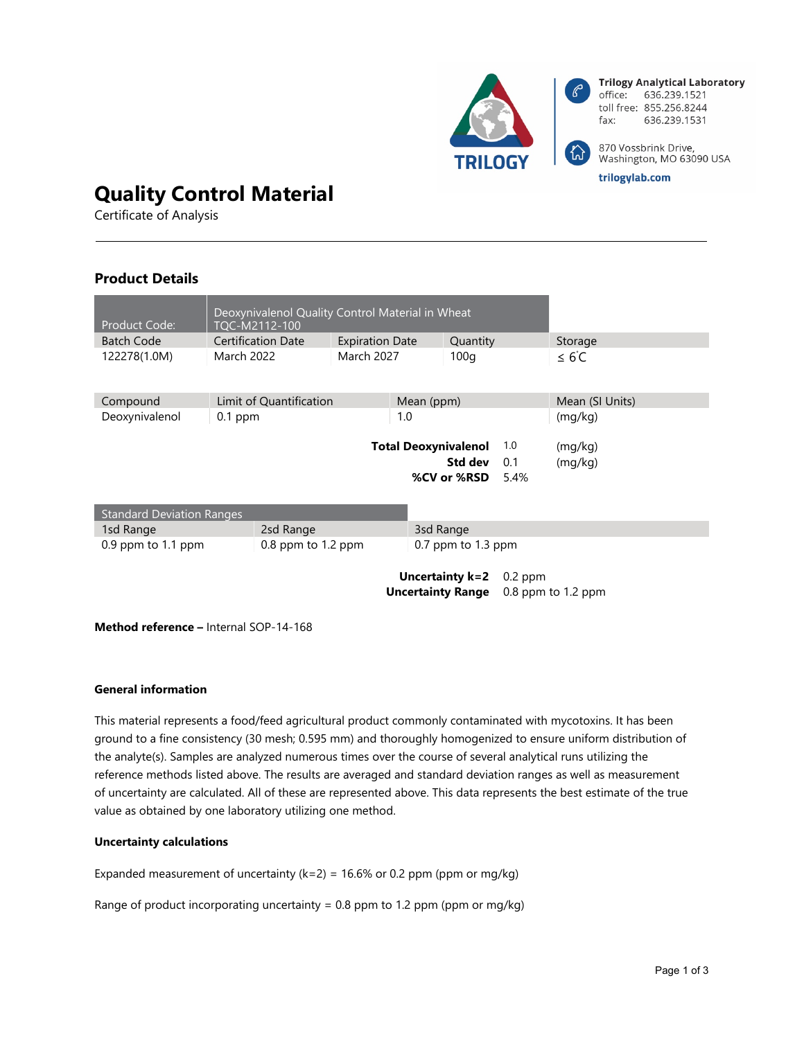Trilogy Analytical Laboratory
office: 636.239.1521
toll free: 855.256.8244
fax: 636.239.1531

870 Vossbrink Drive, Washington, MO 63090 USA

trilogylab.com

# Quality Control Material

Certificate of Analysis

## Product Details

| Product Code: | Deoxynivalenol Quality Control Material in Wheat TQC-M2112-100 | | | |
|---|---|---|---|---|
| Batch Code | Certification Date | Expiration Date | Quantity | Storage |
| 122278(1.0M) | March 2022 | March 2027 | 100g | ≤ 6°C |

| Compound | Limit of Quantification | Mean (ppm) | Mean (SI Units) |
|---|---|---|---|
| Deoxynivalenol | 0.1 ppm | 1.0 | (mg/kg) |

| | | |
|---|---|---|
| **Total Deoxynivalenol** | 1.0 | (mg/kg) |
| **Std dev** | 0.1 | (mg/kg) |
| **%CV or %RSD** | 5.4% | |

| Standard Deviation Ranges | | |
|---|---|---|
| 1sd Range | 2sd Range | 3sd Range |
| 0.9 ppm to 1.1 ppm | 0.8 ppm to 1.2 ppm | 0.7 ppm to 1.3 ppm |

| | |
|---|---|
| **Uncertainty k=2** | 0.2 ppm |
| **Uncertainty Range** | 0.8 ppm to 1.2 ppm |

**Method reference –** Internal SOP-14-168

### General information

This material represents a food/feed agricultural product commonly contaminated with mycotoxins. It has been ground to a fine consistency (30 mesh; 0.595 mm) and thoroughly homogenized to ensure uniform distribution of the analyte(s). Samples are analyzed numerous times over the course of several analytical runs utilizing the reference methods listed above. The results are averaged and standard deviation ranges as well as measurement of uncertainty are calculated. All of these are represented above. This data represents the best estimate of the true value as obtained by one laboratory utilizing one method.

### Uncertainty calculations

Expanded measurement of uncertainty (k=2) = 16.6% or 0.2 ppm (ppm or mg/kg)

Range of product incorporating uncertainty = 0.8 ppm to 1.2 ppm (ppm or mg/kg)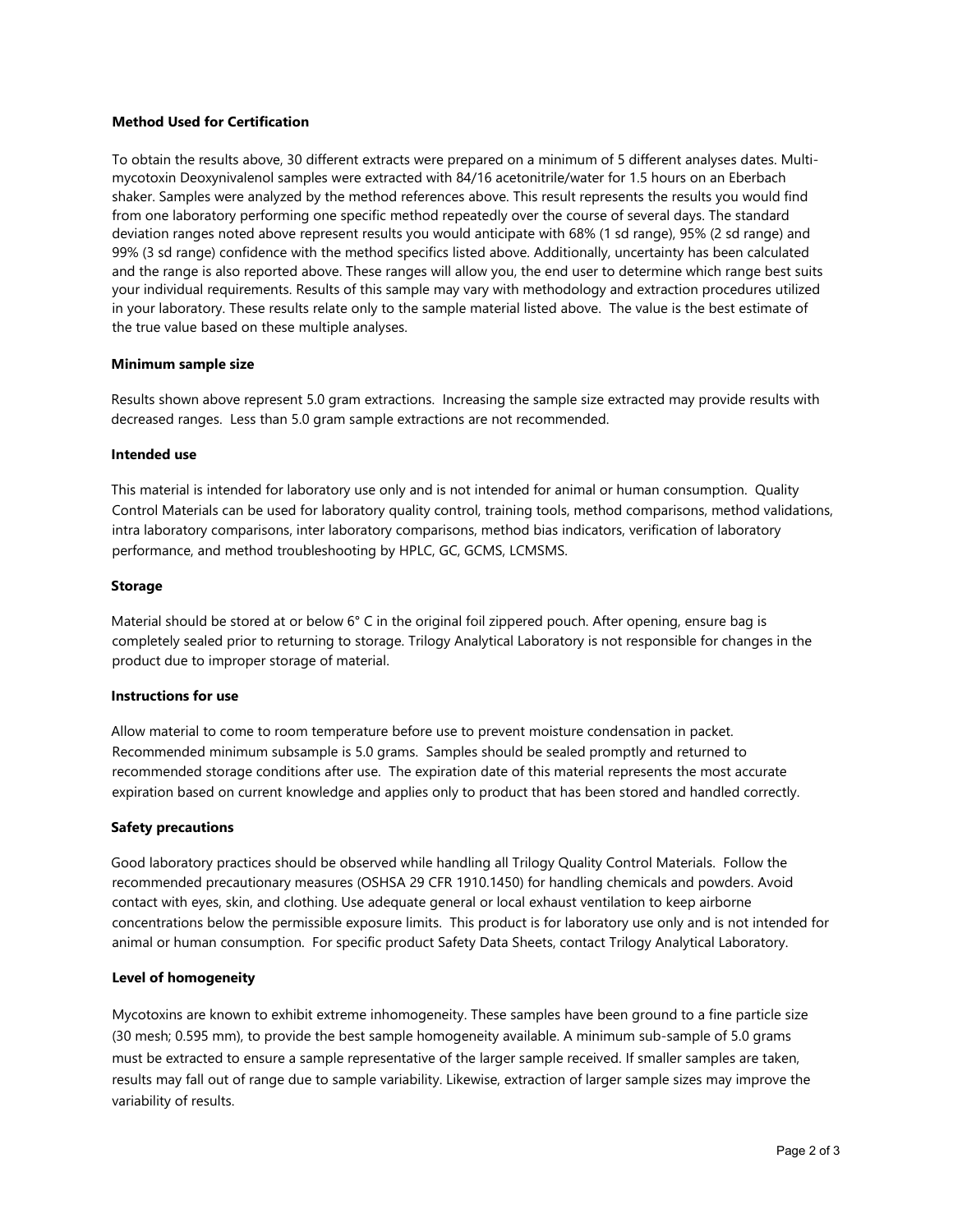**Method Used for Certification**

To obtain the results above, 30 different extracts were prepared on a minimum of 5 different analyses dates. Multi-mycotoxin Deoxynivalenol samples were extracted with 84/16 acetonitrile/water for 1.5 hours on an Eberbach shaker. Samples were analyzed by the method references above. This result represents the results you would find from one laboratory performing one specific method repeatedly over the course of several days. The standard deviation ranges noted above represent results you would anticipate with 68% (1 sd range), 95% (2 sd range) and 99% (3 sd range) confidence with the method specifics listed above. Additionally, uncertainty has been calculated and the range is also reported above. These ranges will allow you, the end user to determine which range best suits your individual requirements. Results of this sample may vary with methodology and extraction procedures utilized in your laboratory. These results relate only to the sample material listed above. The value is the best estimate of the true value based on these multiple analyses.

**Minimum sample size**

Results shown above represent 5.0 gram extractions. Increasing the sample size extracted may provide results with decreased ranges. Less than 5.0 gram sample extractions are not recommended.

**Intended use**

This material is intended for laboratory use only and is not intended for animal or human consumption. Quality Control Materials can be used for laboratory quality control, training tools, method comparisons, method validations, intra laboratory comparisons, inter laboratory comparisons, method bias indicators, verification of laboratory performance, and method troubleshooting by HPLC, GC, GCMS, LCMSMS.

**Storage**

Material should be stored at or below 6° C in the original foil zippered pouch. After opening, ensure bag is completely sealed prior to returning to storage. Trilogy Analytical Laboratory is not responsible for changes in the product due to improper storage of material.

**Instructions for use**

Allow material to come to room temperature before use to prevent moisture condensation in packet. Recommended minimum subsample is 5.0 grams. Samples should be sealed promptly and returned to recommended storage conditions after use. The expiration date of this material represents the most accurate expiration based on current knowledge and applies only to product that has been stored and handled correctly.

**Safety precautions**

Good laboratory practices should be observed while handling all Trilogy Quality Control Materials. Follow the recommended precautionary measures (OSHSA 29 CFR 1910.1450) for handling chemicals and powders. Avoid contact with eyes, skin, and clothing. Use adequate general or local exhaust ventilation to keep airborne concentrations below the permissible exposure limits. This product is for laboratory use only and is not intended for animal or human consumption. For specific product Safety Data Sheets, contact Trilogy Analytical Laboratory.

**Level of homogeneity**

Mycotoxins are known to exhibit extreme inhomogeneity. These samples have been ground to a fine particle size (30 mesh; 0.595 mm), to provide the best sample homogeneity available. A minimum sub-sample of 5.0 grams must be extracted to ensure a sample representative of the larger sample received. If smaller samples are taken, results may fall out of range due to sample variability. Likewise, extraction of larger sample sizes may improve the variability of results.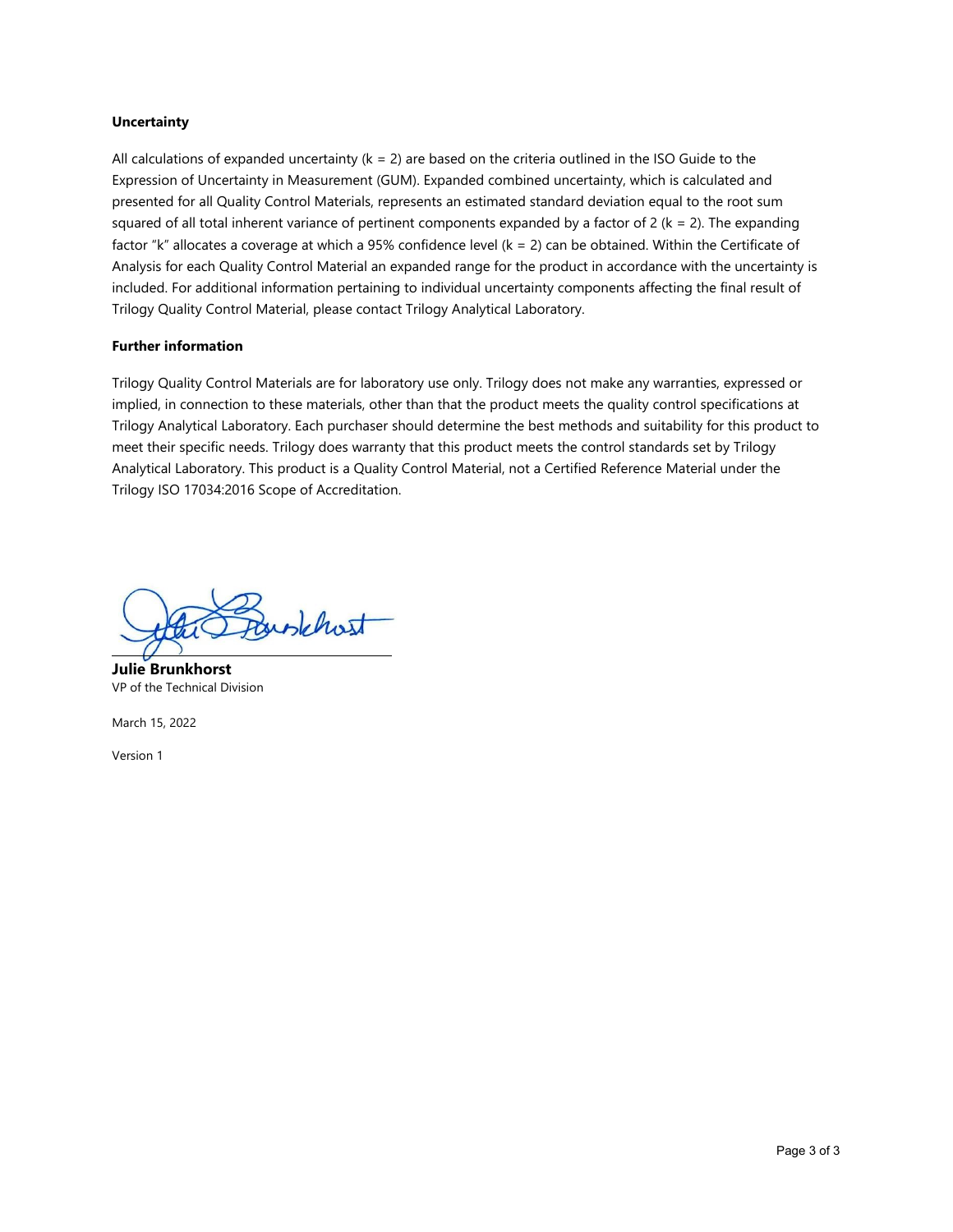**Uncertainty**

All calculations of expanded uncertainty (k = 2) are based on the criteria outlined in the ISO Guide to the Expression of Uncertainty in Measurement (GUM). Expanded combined uncertainty, which is calculated and presented for all Quality Control Materials, represents an estimated standard deviation equal to the root sum squared of all total inherent variance of pertinent components expanded by a factor of 2 (k = 2). The expanding factor "k" allocates a coverage at which a 95% confidence level (k = 2) can be obtained. Within the Certificate of Analysis for each Quality Control Material an expanded range for the product in accordance with the uncertainty is included. For additional information pertaining to individual uncertainty components affecting the final result of Trilogy Quality Control Material, please contact Trilogy Analytical Laboratory.

**Further information**

Trilogy Quality Control Materials are for laboratory use only. Trilogy does not make any warranties, expressed or implied, in connection to these materials, other than that the product meets the quality control specifications at Trilogy Analytical Laboratory. Each purchaser should determine the best methods and suitability for this product to meet their specific needs. Trilogy does warranty that this product meets the control standards set by Trilogy Analytical Laboratory. This product is a Quality Control Material, not a Certified Reference Material under the Trilogy ISO 17034:2016 Scope of Accreditation.

**Julie Brunkhorst**
VP of the Technical Division

March 15, 2022

Version 1